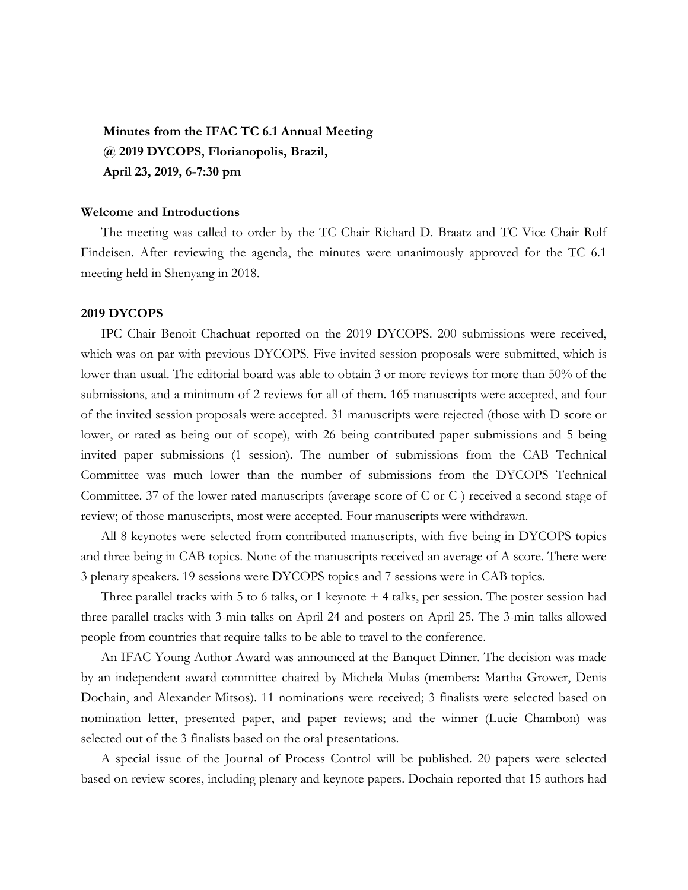**Minutes from the IFAC TC 6.1 Annual Meeting**
**@ 2019 DYCOPS, Florianopolis, Brazil,**
**April 23, 2019, 6-7:30 pm**

**Welcome and Introductions**

The meeting was called to order by the TC Chair Richard D. Braatz and TC Vice Chair Rolf Findeisen. After reviewing the agenda, the minutes were unanimously approved for the TC 6.1 meeting held in Shenyang in 2018.

**2019 DYCOPS**

IPC Chair Benoit Chachuat reported on the 2019 DYCOPS. 200 submissions were received, which was on par with previous DYCOPS. Five invited session proposals were submitted, which is lower than usual. The editorial board was able to obtain 3 or more reviews for more than 50% of the submissions, and a minimum of 2 reviews for all of them. 165 manuscripts were accepted, and four of the invited session proposals were accepted. 31 manuscripts were rejected (those with D score or lower, or rated as being out of scope), with 26 being contributed paper submissions and 5 being invited paper submissions (1 session). The number of submissions from the CAB Technical Committee was much lower than the number of submissions from the DYCOPS Technical Committee. 37 of the lower rated manuscripts (average score of C or C-) received a second stage of review; of those manuscripts, most were accepted. Four manuscripts were withdrawn.

All 8 keynotes were selected from contributed manuscripts, with five being in DYCOPS topics and three being in CAB topics. None of the manuscripts received an average of A score. There were 3 plenary speakers. 19 sessions were DYCOPS topics and 7 sessions were in CAB topics.

Three parallel tracks with 5 to 6 talks, or 1 keynote + 4 talks, per session. The poster session had three parallel tracks with 3-min talks on April 24 and posters on April 25. The 3-min talks allowed people from countries that require talks to be able to travel to the conference.

An IFAC Young Author Award was announced at the Banquet Dinner. The decision was made by an independent award committee chaired by Michela Mulas (members: Martha Grower, Denis Dochain, and Alexander Mitsos). 11 nominations were received; 3 finalists were selected based on nomination letter, presented paper, and paper reviews; and the winner (Lucie Chambon) was selected out of the 3 finalists based on the oral presentations.

A special issue of the Journal of Process Control will be published. 20 papers were selected based on review scores, including plenary and keynote papers. Dochain reported that 15 authors had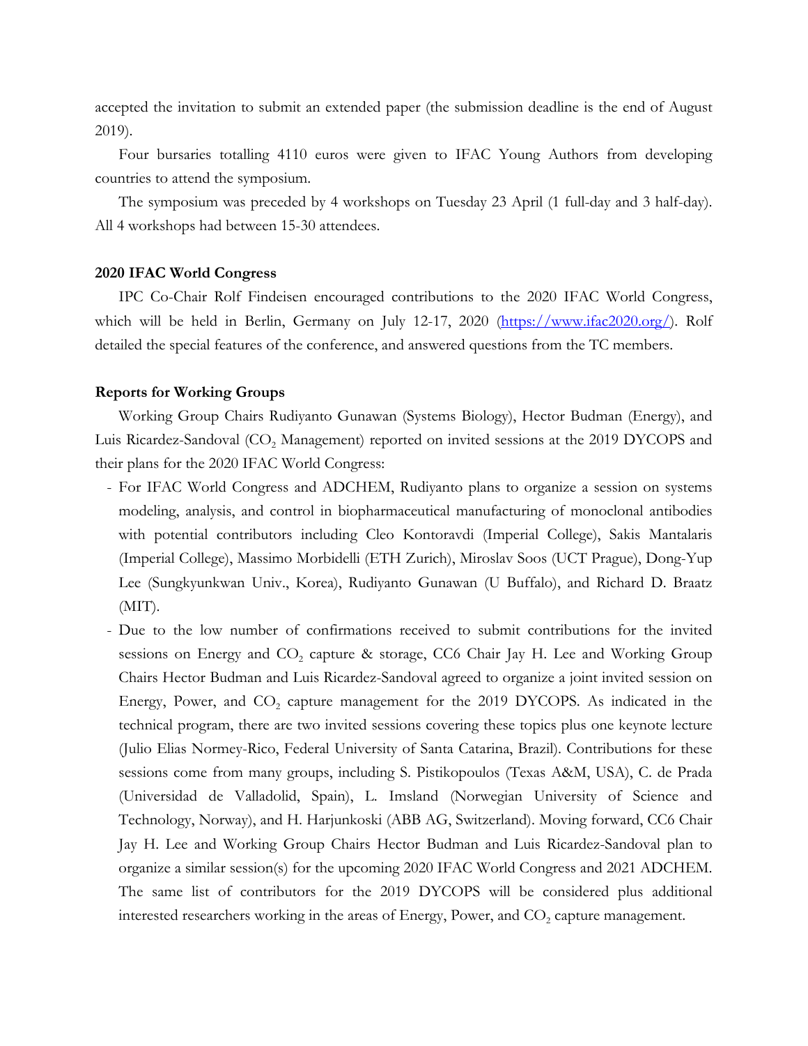accepted the invitation to submit an extended paper (the submission deadline is the end of August 2019).

Four bursaries totalling 4110 euros were given to IFAC Young Authors from developing countries to attend the symposium.

The symposium was preceded by 4 workshops on Tuesday 23 April (1 full-day and 3 half-day). All 4 workshops had between 15-30 attendees.

**2020 IFAC World Congress**

IPC Co-Chair Rolf Findeisen encouraged contributions to the 2020 IFAC World Congress, which will be held in Berlin, Germany on July 12-17, 2020 ([https://www.ifac2020.org/](https://www.ifac2020.org/)). Rolf detailed the special features of the conference, and answered questions from the TC members.

**Reports for Working Groups**

Working Group Chairs Rudiyanto Gunawan (Systems Biology), Hector Budman (Energy), and Luis Ricardez-Sandoval ($CO_2$ Management) reported on invited sessions at the 2019 DYCOPS and their plans for the 2020 IFAC World Congress:

- For IFAC World Congress and ADCHEM, Rudiyanto plans to organize a session on systems modeling, analysis, and control in biopharmaceutical manufacturing of monoclonal antibodies with potential contributors including Cleo Kontoravdi (Imperial College), Sakis Mantalaris (Imperial College), Massimo Morbidelli (ETH Zurich), Miroslav Soos (UCT Prague), Dong-Yup Lee (Sungkyunkwan Univ., Korea), Rudiyanto Gunawan (U Buffalo), and Richard D. Braatz (MIT).
- Due to the low number of confirmations received to submit contributions for the invited sessions on Energy and $CO_2$ capture & storage, CC6 Chair Jay H. Lee and Working Group Chairs Hector Budman and Luis Ricardez-Sandoval agreed to organize a joint invited session on Energy, Power, and $CO_2$ capture management for the 2019 DYCOPS. As indicated in the technical program, there are two invited sessions covering these topics plus one keynote lecture (Julio Elias Normey-Rico, Federal University of Santa Catarina, Brazil). Contributions for these sessions come from many groups, including S. Pistikopoulos (Texas A&M, USA), C. de Prada (Universidad de Valladolid, Spain), L. Imsland (Norwegian University of Science and Technology, Norway), and H. Harjunkoski (ABB AG, Switzerland). Moving forward, CC6 Chair Jay H. Lee and Working Group Chairs Hector Budman and Luis Ricardez-Sandoval plan to organize a similar session(s) for the upcoming 2020 IFAC World Congress and 2021 ADCHEM. The same list of contributors for the 2019 DYCOPS will be considered plus additional interested researchers working in the areas of Energy, Power, and $CO_2$ capture management.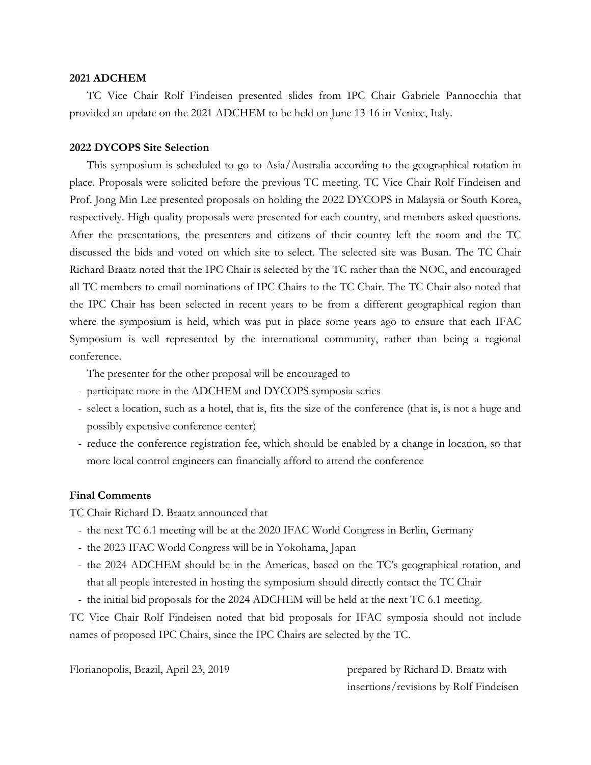**2021 ADCHEM**

TC Vice Chair Rolf Findeisen presented slides from IPC Chair Gabriele Pannocchia that provided an update on the 2021 ADCHEM to be held on June 13-16 in Venice, Italy.

**2022 DYCOPS Site Selection**

This symposium is scheduled to go to Asia/Australia according to the geographical rotation in place. Proposals were solicited before the previous TC meeting. TC Vice Chair Rolf Findeisen and Prof. Jong Min Lee presented proposals on holding the 2022 DYCOPS in Malaysia or South Korea, respectively. High-quality proposals were presented for each country, and members asked questions. After the presentations, the presenters and citizens of their country left the room and the TC discussed the bids and voted on which site to select. The selected site was Busan. The TC Chair Richard Braatz noted that the IPC Chair is selected by the TC rather than the NOC, and encouraged all TC members to email nominations of IPC Chairs to the TC Chair. The TC Chair also noted that the IPC Chair has been selected in recent years to be from a different geographical region than where the symposium is held, which was put in place some years ago to ensure that each IFAC Symposium is well represented by the international community, rather than being a regional conference.

The presenter for the other proposal will be encouraged to

- participate more in the ADCHEM and DYCOPS symposia series
- select a location, such as a hotel, that is, fits the size of the conference (that is, is not a huge and possibly expensive conference center)
- reduce the conference registration fee, which should be enabled by a change in location, so that more local control engineers can financially afford to attend the conference

**Final Comments**

TC Chair Richard D. Braatz announced that

- the next TC 6.1 meeting will be at the 2020 IFAC World Congress in Berlin, Germany
- the 2023 IFAC World Congress will be in Yokohama, Japan
- the 2024 ADCHEM should be in the Americas, based on the TC's geographical rotation, and that all people interested in hosting the symposium should directly contact the TC Chair
- the initial bid proposals for the 2024 ADCHEM will be held at the next TC 6.1 meeting.

TC Vice Chair Rolf Findeisen noted that bid proposals for IFAC symposia should not include names of proposed IPC Chairs, since the IPC Chairs are selected by the TC.

Florianopolis, Brazil, April 23, 2019

prepared by Richard D. Braatz with insertions/revisions by Rolf Findeisen